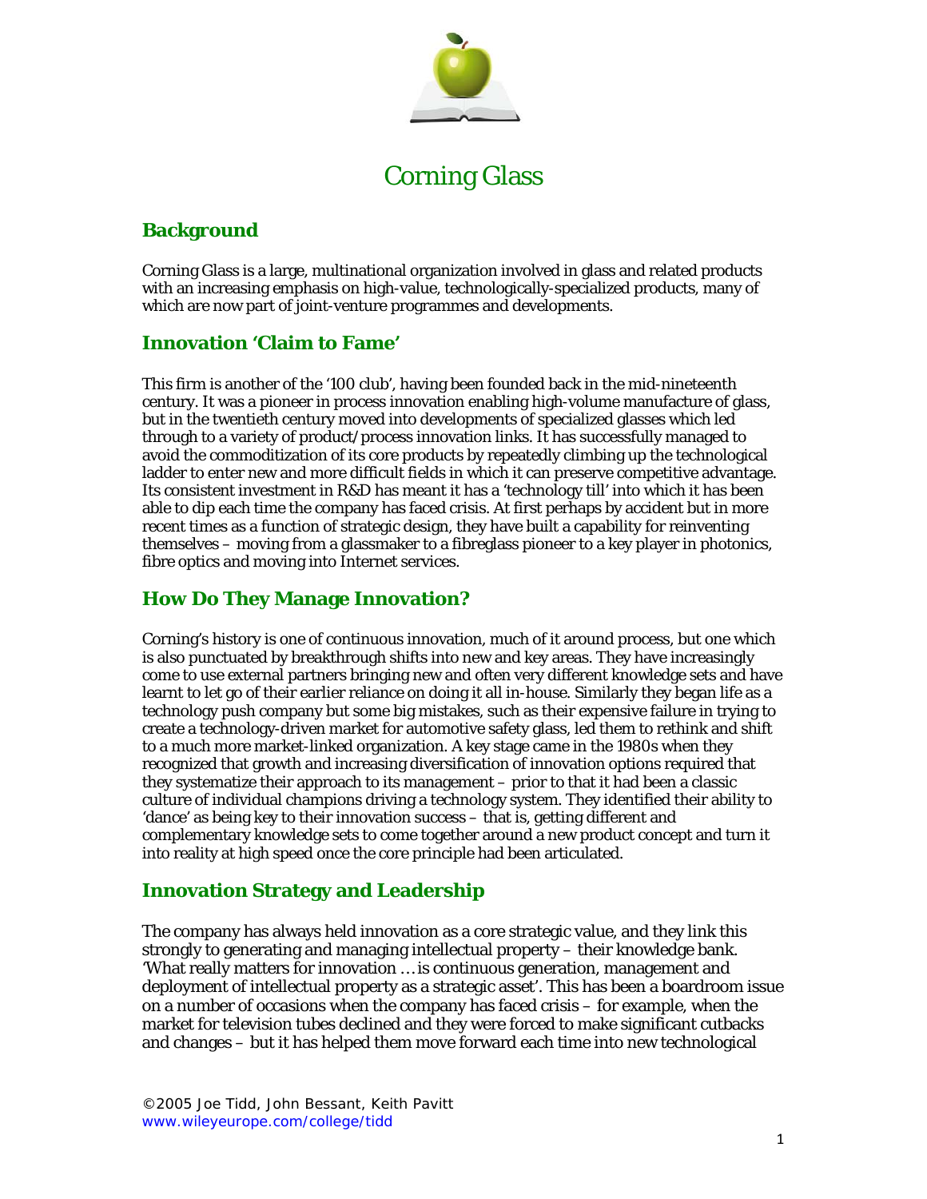# Corning Glass

## Background

Corning Glass is a large, multinational organization involved in glass and related products with an increasing emphasis on high-value, technologically-specialized products, many of which are now part of joint-venture programmes and developments.

## Innovation 'Claim to Fame'

This firm is another of the '100 club', having been founded back in the mid-nineteenth century. It was a pioneer in process innovation enabling high-volume manufacture of glass, but in the twentieth century moved into developments of specialized glasses which led through to a variety of product/process innovation links. It has successfully managed to avoid the commoditization of its core products by repeatedly climbing up the technological ladder to enter new and more difficult fields in which it can preserve competitive advantage. Its consistent investment in R&D has meant it has a 'technology till' into which it has been able to dip each time the company has faced crisis. At first perhaps by accident but in more recent times as a function of strategic design, they have built a capability for reinventing themselves – moving from a glassmaker to a fibreglass pioneer to a key player in photonics, fibre optics and moving into Internet services.

## How Do They Manage Innovation?

Corning's history is one of continuous innovation, much of it around process, but one which is also punctuated by breakthrough shifts into new and key areas. They have increasingly come to use external partners bringing new and often very different knowledge sets and have learnt to let go of their earlier reliance on doing it all in-house. Similarly they began life as a technology push company but some big mistakes, such as their expensive failure in trying to create a technology-driven market for automotive safety glass, led them to rethink and shift to a much more market-linked organization. A key stage came in the 1980s when they recognized that growth and increasing diversification of innovation options required that they systematize their approach to its management – prior to that it had been a classic culture of individual champions driving a technology system. They identified their ability to 'dance' as being key to their innovation success – that is, getting different and complementary knowledge sets to come together around a new product concept and turn it into reality at high speed once the core principle had been articulated.

## Innovation Strategy and Leadership

The company has always held innovation as a core strategic value, and they link this strongly to generating and managing intellectual property – their knowledge bank. 'What really matters for innovation … is continuous generation, management and deployment of intellectual property as a strategic asset'. This has been a boardroom issue on a number of occasions when the company has faced crisis – for example, when the market for television tubes declined and they were forced to make significant cutbacks and changes – but it has helped them move forward each time into new technological

©2005 Joe Tidd, John Bessant, Keith Pavitt
www.wileyeurope.com/college/tidd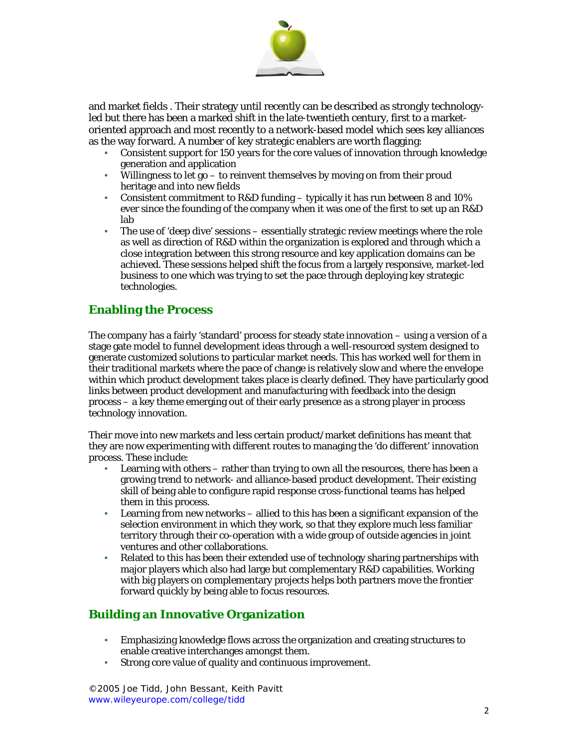and market fields . Their strategy until recently can be described as strongly technology-led but there has been a marked shift in the late-twentieth century, first to a market-oriented approach and most recently to a network-based model which sees key alliances as the way forward. A number of key strategic enablers are worth flagging:

- Consistent support for 150 years for the core values of innovation through knowledge generation and application
- Willingness to let go – to reinvent themselves by moving on from their proud heritage and into new fields
- Consistent commitment to R&D funding – typically it has run between 8 and 10% ever since the founding of the company when it was one of the first to set up an R&D lab
- The use of 'deep dive' sessions – essentially strategic review meetings where the role as well as direction of R&D within the organization is explored and through which a close integration between this strong resource and key application domains can be achieved. These sessions helped shift the focus from a largely responsive, market-led business to one which was trying to set the pace through deploying key strategic technologies.

## Enabling the Process

The company has a fairly 'standard' process for steady state innovation – using a version of a stage gate model to funnel development ideas through a well-resourced system designed to generate customized solutions to particular market needs. This has worked well for them in their traditional markets where the pace of change is relatively slow and where the envelope within which product development takes place is clearly defined. They have particularly good links between product development and manufacturing with feedback into the design process – a key theme emerging out of their early presence as a strong player in process technology innovation.

Their move into new markets and less certain product/market definitions has meant that they are now experimenting with different routes to managing the 'do different' innovation process. These include:

- Learning with others – rather than trying to own all the resources, there has been a growing trend to network- and alliance-based product development. Their existing skill of being able to configure rapid response cross-functional teams has helped them in this process.
- Learning from new networks – allied to this has been a significant expansion of the selection environment in which they work, so that they explore much less familiar territory through their co-operation with a wide group of outside agencies in joint ventures and other collaborations.
- Related to this has been their extended use of technology sharing partnerships with major players which also had large but complementary R&D capabilities. Working with big players on complementary projects helps both partners move the frontier forward quickly by being able to focus resources.

## Building an Innovative Organization

- Emphasizing knowledge flows across the organization and creating structures to enable creative interchanges amongst them.
- Strong core value of quality and continuous improvement.

©2005 Joe Tidd, John Bessant, Keith Pavitt
www.wileyeurope.com/college/tidd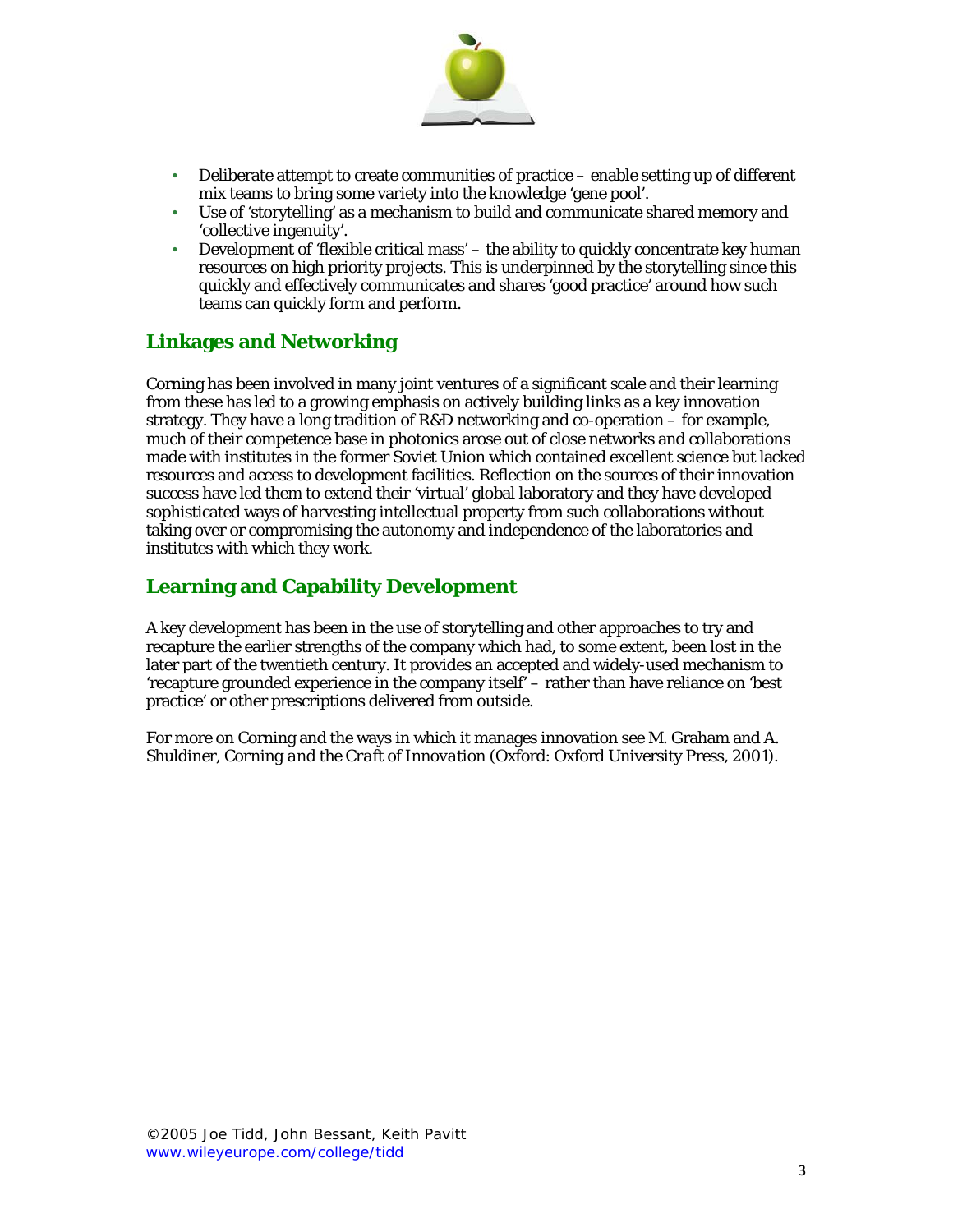- Deliberate attempt to create communities of practice – enable setting up of different mix teams to bring some variety into the knowledge 'gene pool'.
- Use of 'storytelling' as a mechanism to build and communicate shared memory and 'collective ingenuity'.
- Development of 'flexible critical mass' – the ability to quickly concentrate key human resources on high priority projects. This is underpinned by the storytelling since this quickly and effectively communicates and shares 'good practice' around how such teams can quickly form and perform.

## Linkages and Networking

Corning has been involved in many joint ventures of a significant scale and their learning from these has led to a growing emphasis on actively building links as a key innovation strategy. They have a long tradition of R&D networking and co-operation – for example, much of their competence base in photonics arose out of close networks and collaborations made with institutes in the former Soviet Union which contained excellent science but lacked resources and access to development facilities. Reflection on the sources of their innovation success have led them to extend their 'virtual' global laboratory and they have developed sophisticated ways of harvesting intellectual property from such collaborations without taking over or compromising the autonomy and independence of the laboratories and institutes with which they work.

## Learning and Capability Development

A key development has been in the use of storytelling and other approaches to try and recapture the earlier strengths of the company which had, to some extent, been lost in the later part of the twentieth century. It provides an accepted and widely-used mechanism to 'recapture grounded experience in the company itself' – rather than have reliance on 'best practice' or other prescriptions delivered from outside.

For more on Corning and the ways in which it manages innovation see M. Graham and A. Shuldiner, *Corning and the Craft of Innovation* (Oxford: Oxford University Press, 2001).

©2005 Joe Tidd, John Bessant, Keith Pavitt
www.wileyeurope.com/college/tidd